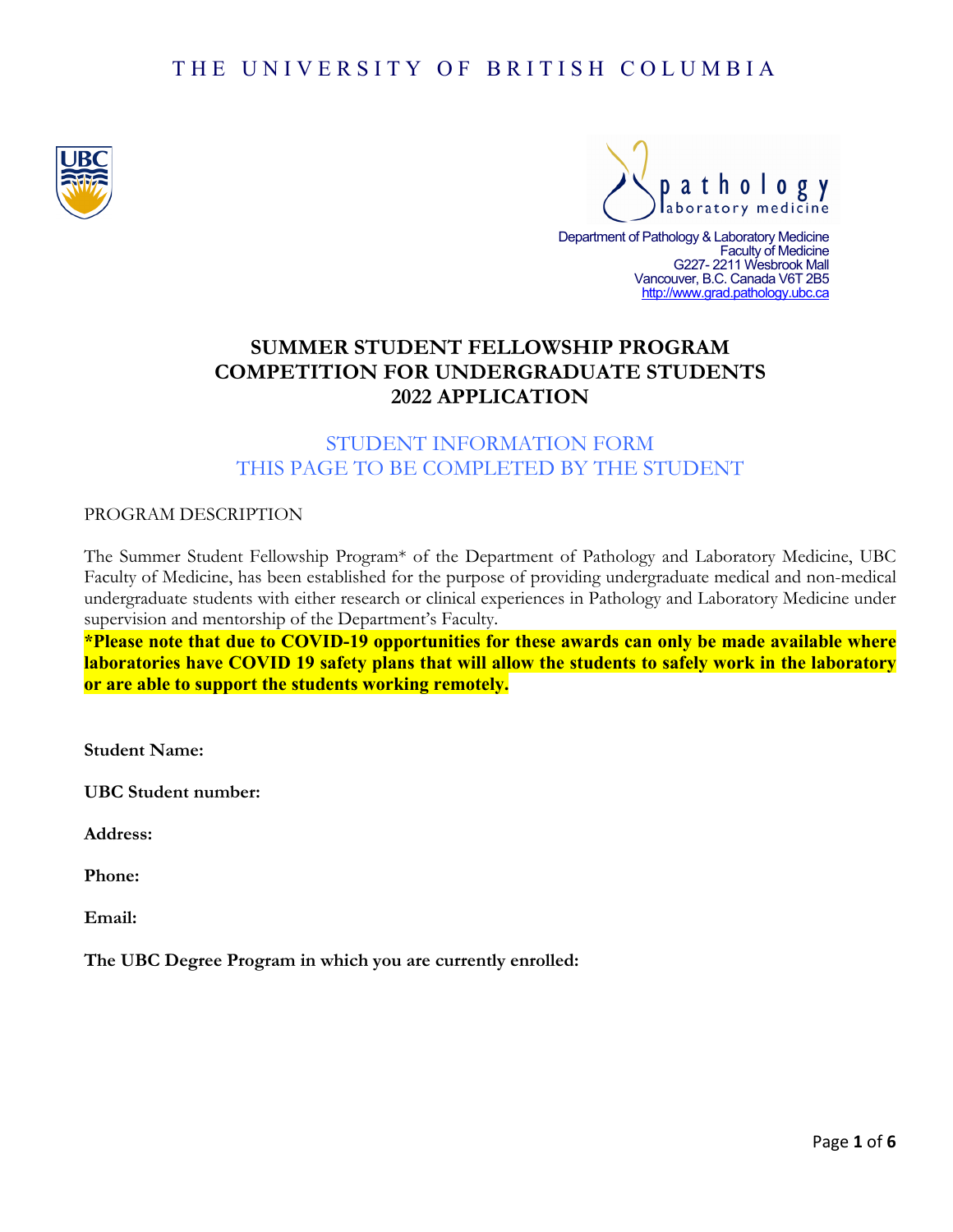THE UNIVERSITY OF BRITISH COLUMBIA

pathology laboratory medicine

Department of Pathology & Laboratory Medicine
Faculty of Medicine
G227- 2211 Wesbrook Mall
Vancouver, B.C. Canada V6T 2B5
http://www.grad.pathology.ubc.ca

# SUMMER STUDENT FELLOWSHIP PROGRAM
# COMPETITION FOR UNDERGRADUATE STUDENTS
# 2022 APPLICATION

## STUDENT INFORMATION FORM
## THIS PAGE TO BE COMPLETED BY THE STUDENT

PROGRAM DESCRIPTION

The Summer Student Fellowship Program* of the Department of Pathology and Laboratory Medicine, UBC Faculty of Medicine, has been established for the purpose of providing undergraduate medical and non-medical undergraduate students with either research or clinical experiences in Pathology and Laboratory Medicine under supervision and mentorship of the Department's Faculty.

**\*Please note that due to COVID-19 opportunities for these awards can only be made available where laboratories have COVID 19 safety plans that will allow the students to safely work in the laboratory or are able to support the students working remotely.**

**Student Name:**

**UBC Student number:**

**Address:**

**Phone:**

**Email:**

**The UBC Degree Program in which you are currently enrolled:**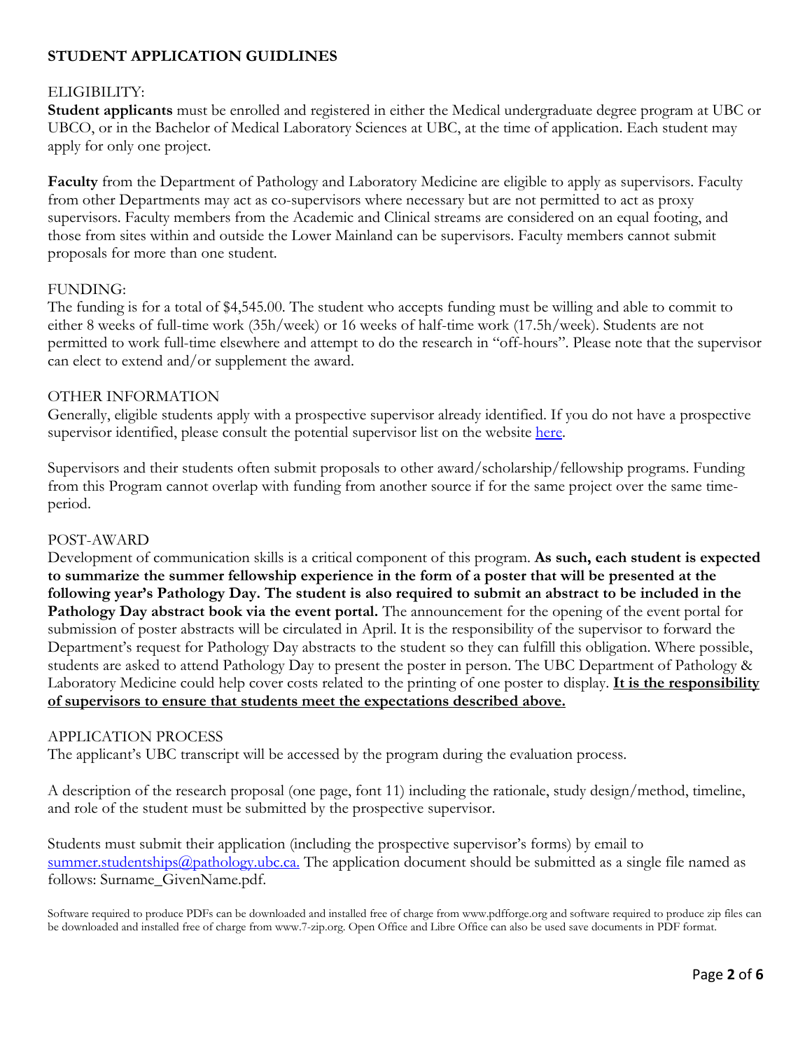## STUDENT APPLICATION GUIDLINES

### ELIGIBILITY:

**Student applicants** must be enrolled and registered in either the Medical undergraduate degree program at UBC or UBCO, or in the Bachelor of Medical Laboratory Sciences at UBC, at the time of application. Each student may apply for only one project.

**Faculty** from the Department of Pathology and Laboratory Medicine are eligible to apply as supervisors. Faculty from other Departments may act as co-supervisors where necessary but are not permitted to act as proxy supervisors. Faculty members from the Academic and Clinical streams are considered on an equal footing, and those from sites within and outside the Lower Mainland can be supervisors. Faculty members cannot submit proposals for more than one student.

### FUNDING:

The funding is for a total of $4,545.00. The student who accepts funding must be willing and able to commit to either 8 weeks of full-time work (35h/week) or 16 weeks of half-time work (17.5h/week). Students are not permitted to work full-time elsewhere and attempt to do the research in "off-hours". Please note that the supervisor can elect to extend and/or supplement the award.

### OTHER INFORMATION

Generally, eligible students apply with a prospective supervisor already identified. If you do not have a prospective supervisor identified, please consult the potential supervisor list on the website here.

Supervisors and their students often submit proposals to other award/scholarship/fellowship programs. Funding from this Program cannot overlap with funding from another source if for the same project over the same time-period.

### POST-AWARD

Development of communication skills is a critical component of this program. **As such, each student is expected to summarize the summer fellowship experience in the form of a poster that will be presented at the following year's Pathology Day. The student is also required to submit an abstract to be included in the Pathology Day abstract book via the event portal.** The announcement for the opening of the event portal for submission of poster abstracts will be circulated in April. It is the responsibility of the supervisor to forward the Department's request for Pathology Day abstracts to the student so they can fulfill this obligation. Where possible, students are asked to attend Pathology Day to present the poster in person. The UBC Department of Pathology & Laboratory Medicine could help cover costs related to the printing of one poster to display. **<u>It is the responsibility of supervisors to ensure that students meet the expectations described above.</u>**

### APPLICATION PROCESS

The applicant's UBC transcript will be accessed by the program during the evaluation process.

A description of the research proposal (one page, font 11) including the rationale, study design/method, timeline, and role of the student must be submitted by the prospective supervisor.

Students must submit their application (including the prospective supervisor's forms) by email to summer.studentships@pathology.ubc.ca. The application document should be submitted as a single file named as follows: Surname_GivenName.pdf.

Software required to produce PDFs can be downloaded and installed free of charge from www.pdfforge.org and software required to produce zip files can be downloaded and installed free of charge from www.7-zip.org. Open Office and Libre Office can also be used save documents in PDF format.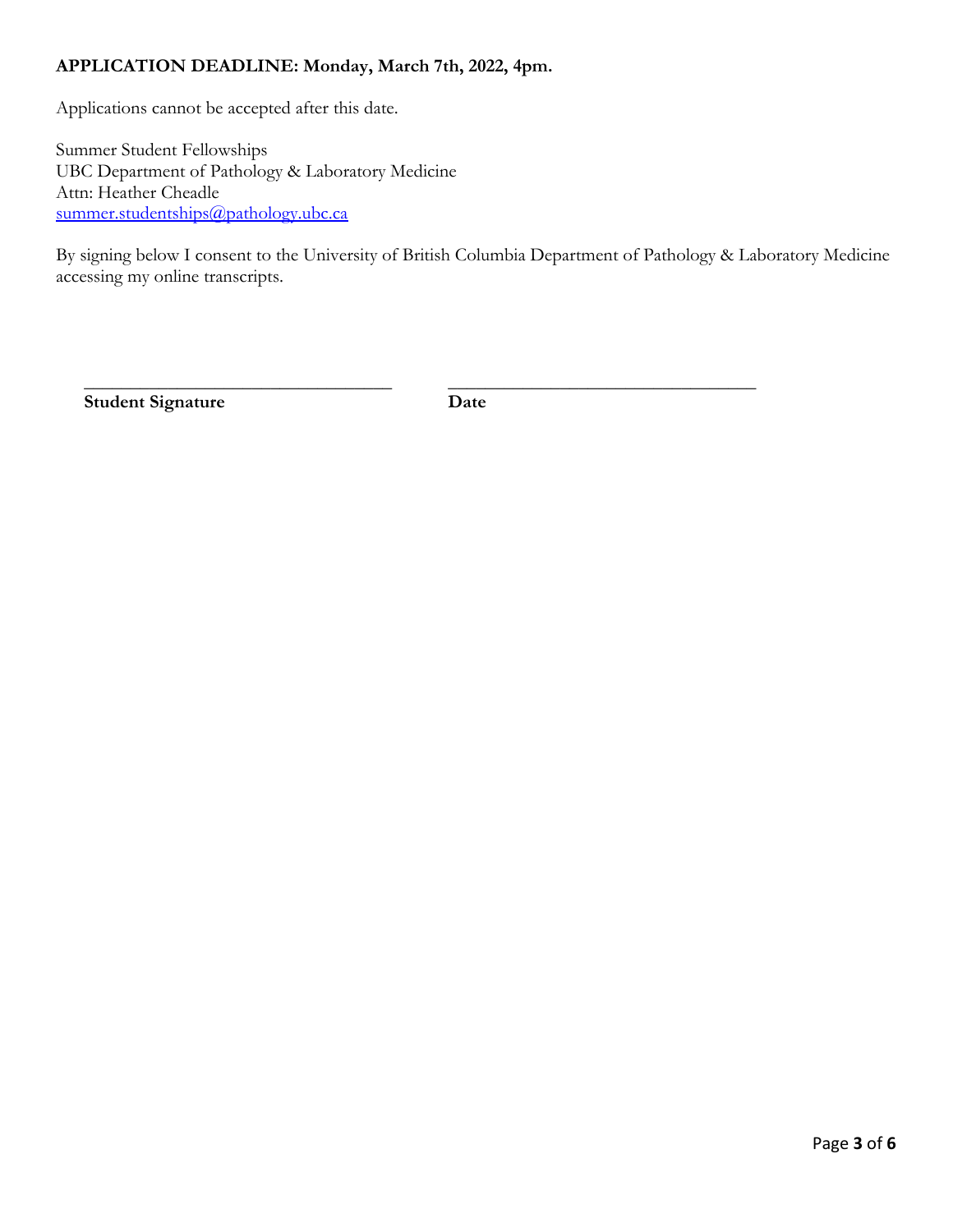**APPLICATION DEADLINE: Monday, March 7th, 2022, 4pm.**

Applications cannot be accepted after this date.

Summer Student Fellowships
UBC Department of Pathology & Laboratory Medicine
Attn: Heather Cheadle
summer.studentships@pathology.ubc.ca

By signing below I consent to the University of British Columbia Department of Pathology & Laboratory Medicine accessing my online transcripts.

| ________________________________ | ________________________________ |
|---|---|
| **Student Signature** | **Date** |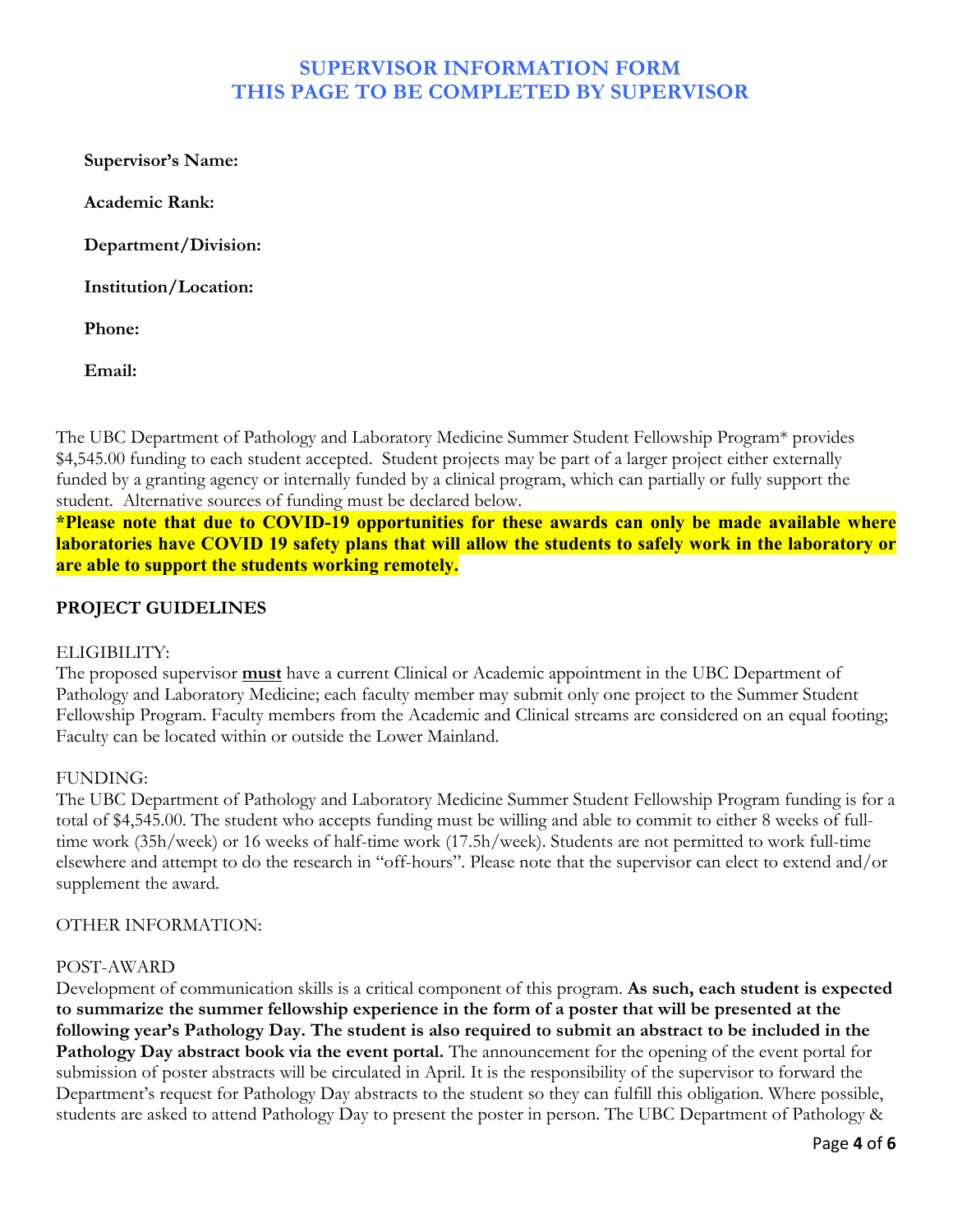# SUPERVISOR INFORMATION FORM
# THIS PAGE TO BE COMPLETED BY SUPERVISOR

**Supervisor's Name:**

**Academic Rank:**

**Department/Division:**

**Institution/Location:**

**Phone:**

**Email:**

The UBC Department of Pathology and Laboratory Medicine Summer Student Fellowship Program* provides $4,545.00 funding to each student accepted. Student projects may be part of a larger project either externally funded by a granting agency or internally funded by a clinical program, which can partially or fully support the student. Alternative sources of funding must be declared below.

**\*Please note that due to COVID-19 opportunities for these awards can only be made available where laboratories have COVID 19 safety plans that will allow the students to safely work in the laboratory or are able to support the students working remotely.**

## PROJECT GUIDELINES

ELIGIBILITY:

The proposed supervisor **must** have a current Clinical or Academic appointment in the UBC Department of Pathology and Laboratory Medicine; each faculty member may submit only one project to the Summer Student Fellowship Program. Faculty members from the Academic and Clinical streams are considered on an equal footing; Faculty can be located within or outside the Lower Mainland.

FUNDING:

The UBC Department of Pathology and Laboratory Medicine Summer Student Fellowship Program funding is for a total of $4,545.00. The student who accepts funding must be willing and able to commit to either 8 weeks of full-time work (35h/week) or 16 weeks of half-time work (17.5h/week). Students are not permitted to work full-time elsewhere and attempt to do the research in "off-hours". Please note that the supervisor can elect to extend and/or supplement the award.

OTHER INFORMATION:

POST-AWARD

Development of communication skills is a critical component of this program. **As such, each student is expected to summarize the summer fellowship experience in the form of a poster that will be presented at the following year's Pathology Day. The student is also required to submit an abstract to be included in the Pathology Day abstract book via the event portal.** The announcement for the opening of the event portal for submission of poster abstracts will be circulated in April. It is the responsibility of the supervisor to forward the Department's request for Pathology Day abstracts to the student so they can fulfill this obligation. Where possible, students are asked to attend Pathology Day to present the poster in person. The UBC Department of Pathology &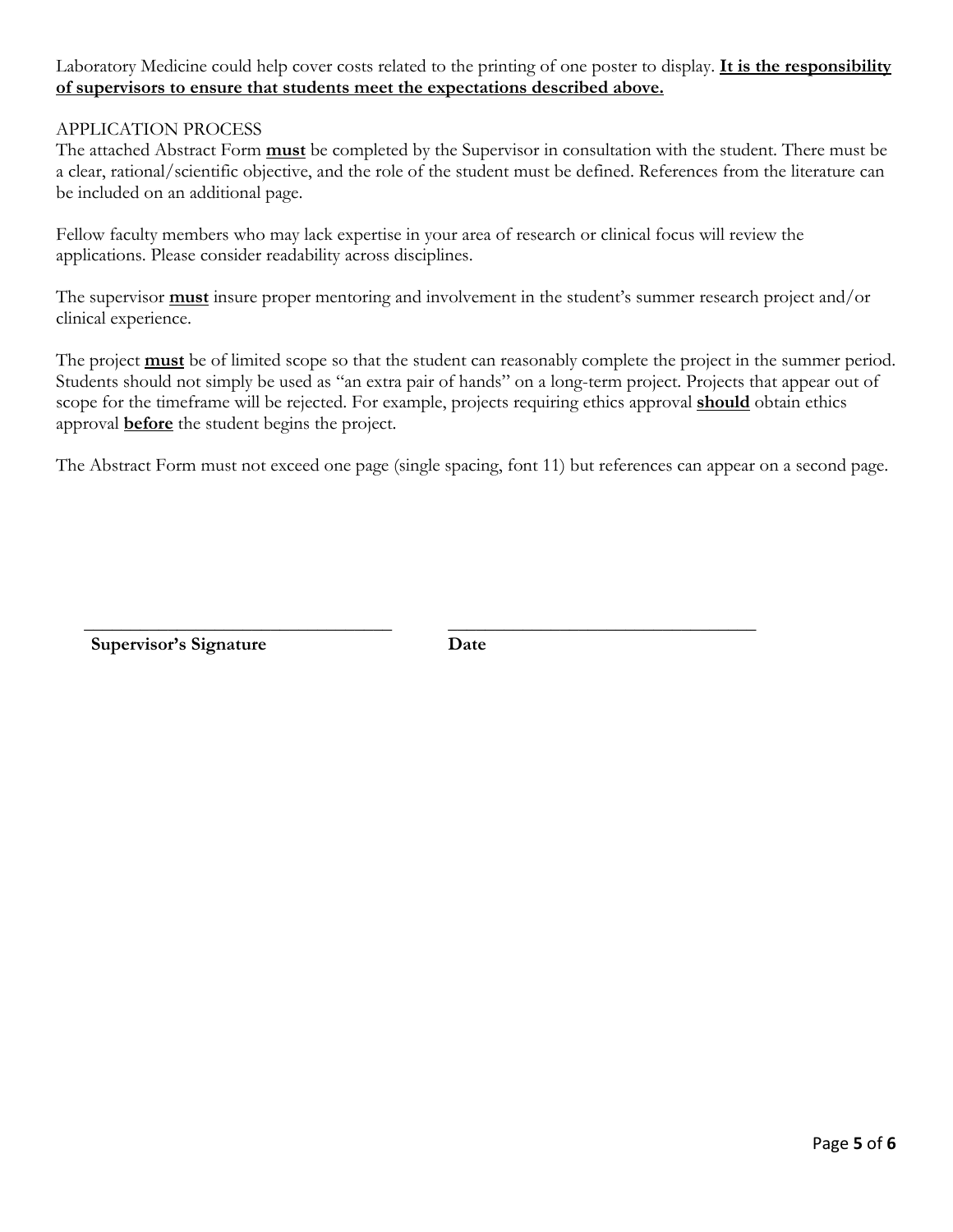Laboratory Medicine could help cover costs related to the printing of one poster to display. **It is the responsibility of supervisors to ensure that students meet the expectations described above.**

APPLICATION PROCESS

The attached Abstract Form **must** be completed by the Supervisor in consultation with the student. There must be a clear, rational/scientific objective, and the role of the student must be defined. References from the literature can be included on an additional page.

Fellow faculty members who may lack expertise in your area of research or clinical focus will review the applications. Please consider readability across disciplines.

The supervisor **must** insure proper mentoring and involvement in the student's summer research project and/or clinical experience.

The project **must** be of limited scope so that the student can reasonably complete the project in the summer period. Students should not simply be used as "an extra pair of hands" on a long-term project. Projects that appear out of scope for the timeframe will be rejected. For example, projects requiring ethics approval **should** obtain ethics approval **before** the student begins the project.

The Abstract Form must not exceed one page (single spacing, font 11) but references can appear on a second page.

\_\_\_\_\_\_\_\_\_\_\_\_\_\_\_\_\_\_\_\_\_\_\_\_\_\_\_\_\_\_\_\_\_\_ \_\_\_\_\_\_\_\_\_\_\_\_\_\_\_\_\_\_\_\_\_\_\_\_\_\_\_\_\_\_\_\_\_\_

**Supervisor's Signature** **Date**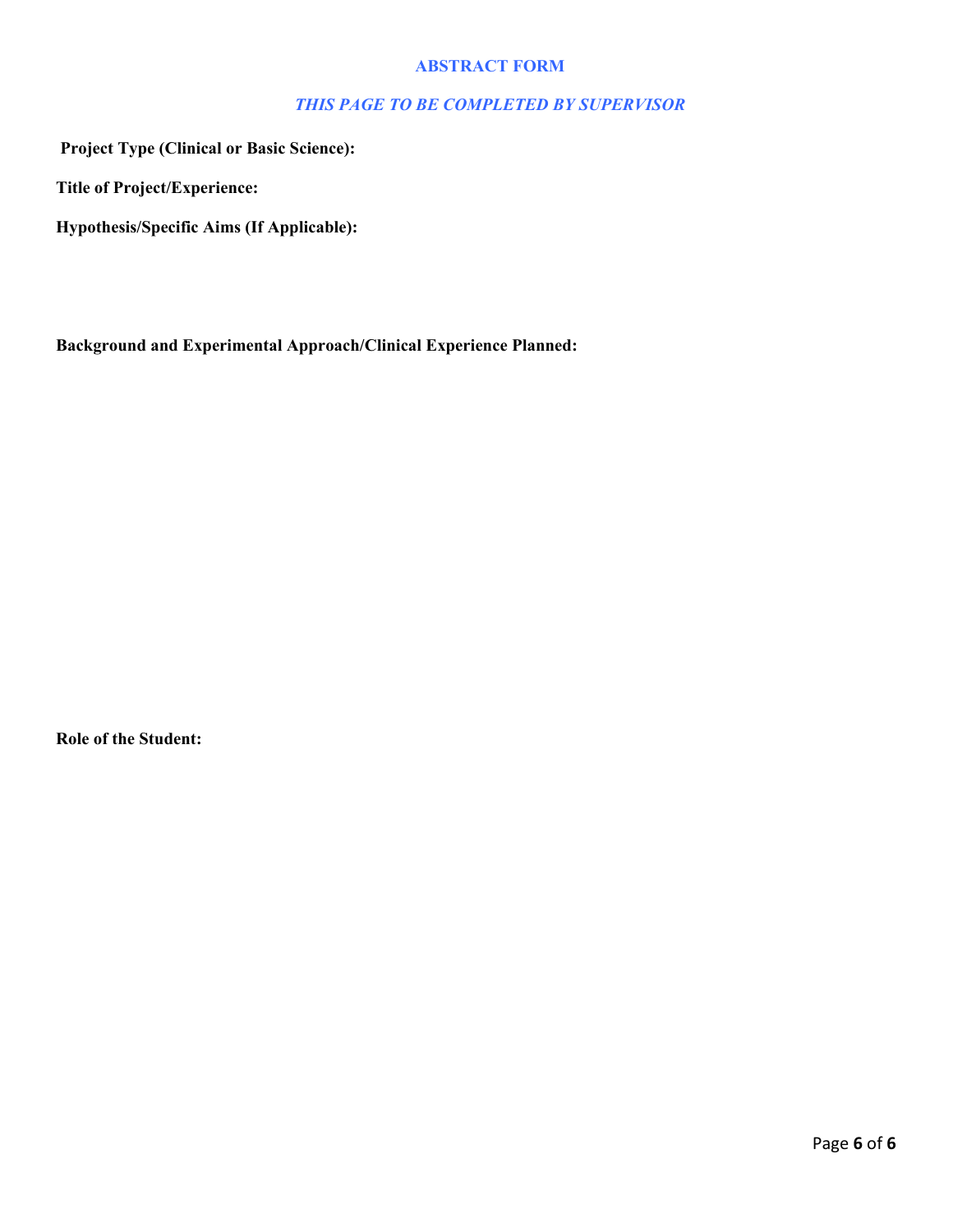## ABSTRACT FORM

***THIS PAGE TO BE COMPLETED BY SUPERVISOR***

**Project Type (Clinical or Basic Science):**

**Title of Project/Experience:**

**Hypothesis/Specific Aims (If Applicable):**

**Background and Experimental Approach/Clinical Experience Planned:**

**Role of the Student:**